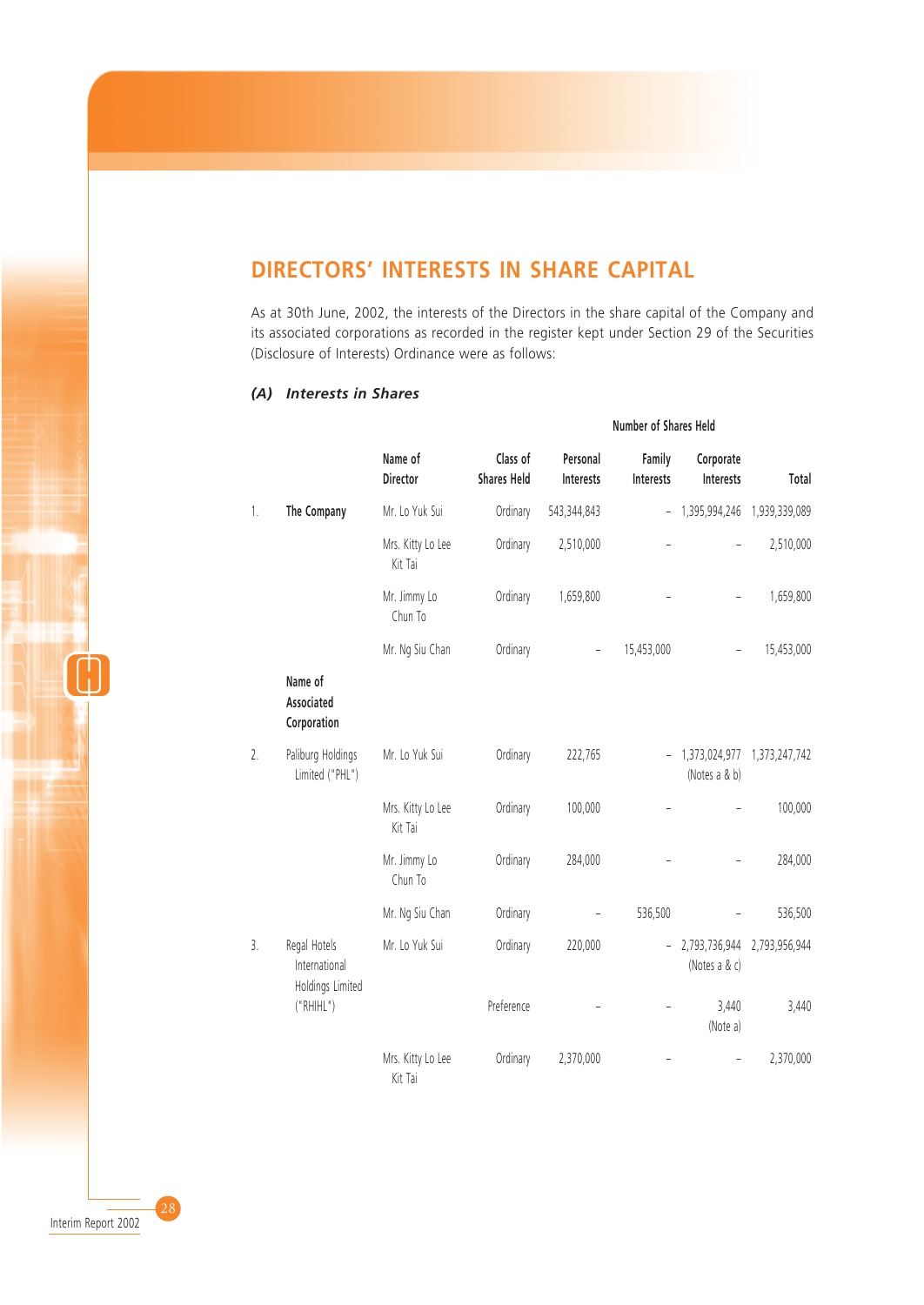## DIRECTORS' INTERESTS IN SHARE CAPITAL

As at 30th June, 2002, the interests of the Directors in the share capital of the Company and its associated corporations as recorded in the register kept under Section 29 of the Securities (Disclosure of Interests) Ordinance were as follows:

### *(A) Interests in Shares*

| | | | | Number of Shares Held | | | |
|---|---|---|---|---|---|---|---|
| | | Name of Director | Class of Shares Held | Personal Interests | Family Interests | Corporate Interests | Total |
| 1. | **The Company** | Mr. Lo Yuk Sui | Ordinary | 543,344,843 | – | 1,395,994,246 | 1,939,339,089 |
| | | Mrs. Kitty Lo Lee Kit Tai | Ordinary | 2,510,000 | – | – | 2,510,000 |
| | | Mr. Jimmy Lo Chun To | Ordinary | 1,659,800 | – | – | 1,659,800 |
| | | Mr. Ng Siu Chan | Ordinary | – | 15,453,000 | – | 15,453,000 |
| | **Name of Associated Corporation** | | | | | | |
| 2. | Paliburg Holdings Limited ("PHL") | Mr. Lo Yuk Sui | Ordinary | 222,765 | – | 1,373,024,977 (Notes a & b) | 1,373,247,742 |
| | | Mrs. Kitty Lo Lee Kit Tai | Ordinary | 100,000 | – | – | 100,000 |
| | | Mr. Jimmy Lo Chun To | Ordinary | 284,000 | – | – | 284,000 |
| | | Mr. Ng Siu Chan | Ordinary | – | 536,500 | – | 536,500 |
| 3. | Regal Hotels International Holdings Limited ("RHIHL") | Mr. Lo Yuk Sui | Ordinary | 220,000 | – | 2,793,736,944 (Notes a & c) | 2,793,956,944 |
| | | | Preference | – | – | 3,440 (Note a) | 3,440 |
| | | Mrs. Kitty Lo Lee Kit Tai | Ordinary | 2,370,000 | – | – | 2,370,000 |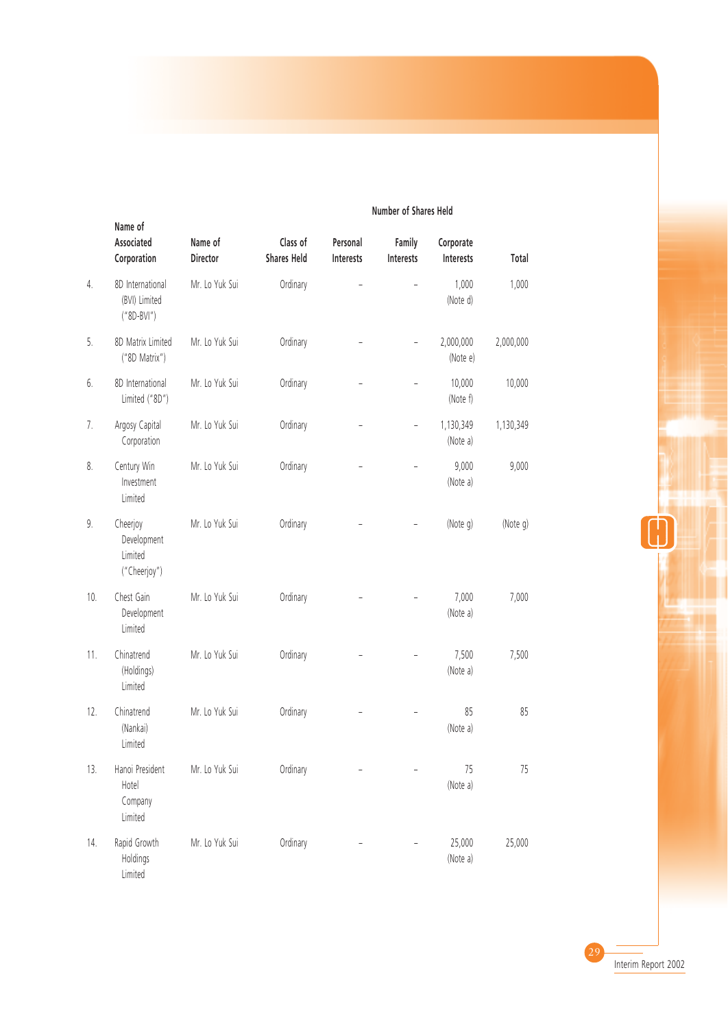| | Name of Associated Corporation | Name of Director | Class of Shares Held | Number of Shares Held | | | |
|---|---|---|---|---|---|---|---|
| | | | | Personal Interests | Family Interests | Corporate Interests | Total |
| 4. | 8D International (BVI) Limited ("8D-BVI") | Mr. Lo Yuk Sui | Ordinary | – | – | 1,000 (Note d) | 1,000 |
| 5. | 8D Matrix Limited ("8D Matrix") | Mr. Lo Yuk Sui | Ordinary | – | – | 2,000,000 (Note e) | 2,000,000 |
| 6. | 8D International Limited ("8D") | Mr. Lo Yuk Sui | Ordinary | – | – | 10,000 (Note f) | 10,000 |
| 7. | Argosy Capital Corporation | Mr. Lo Yuk Sui | Ordinary | – | – | 1,130,349 (Note a) | 1,130,349 |
| 8. | Century Win Investment Limited | Mr. Lo Yuk Sui | Ordinary | – | – | 9,000 (Note a) | 9,000 |
| 9. | Cheerjoy Development Limited ("Cheerjoy") | Mr. Lo Yuk Sui | Ordinary | – | – | (Note g) | (Note g) |
| 10. | Chest Gain Development Limited | Mr. Lo Yuk Sui | Ordinary | – | – | 7,000 (Note a) | 7,000 |
| 11. | Chinatrend (Holdings) Limited | Mr. Lo Yuk Sui | Ordinary | – | – | 7,500 (Note a) | 7,500 |
| 12. | Chinatrend (Nankai) Limited | Mr. Lo Yuk Sui | Ordinary | – | – | 85 (Note a) | 85 |
| 13. | Hanoi President Hotel Company Limited | Mr. Lo Yuk Sui | Ordinary | – | – | 75 (Note a) | 75 |
| 14. | Rapid Growth Holdings Limited | Mr. Lo Yuk Sui | Ordinary | – | – | 25,000 (Note a) | 25,000 |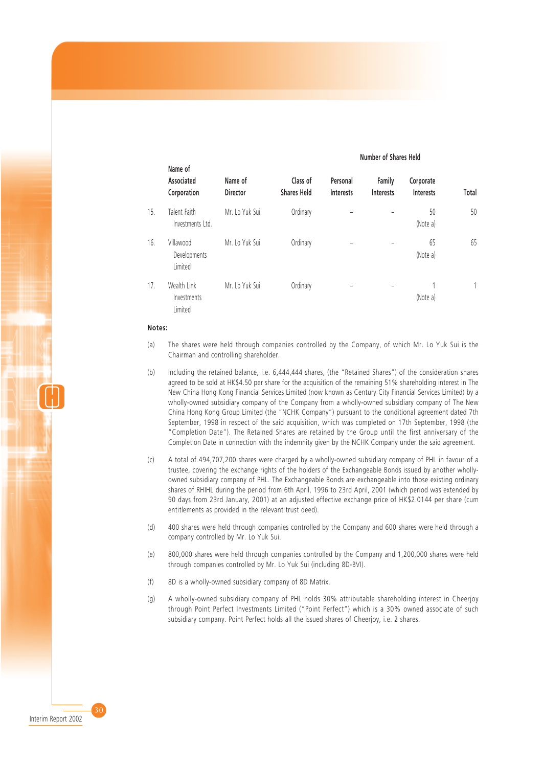| | Name of Associated Corporation | Name of Director | Class of Shares Held | Number of Shares Held | | | |
|---|---|---|---|---|---|---|---|
| | | | | Personal Interests | Family Interests | Corporate Interests | Total |
| 15. | Talent Faith Investments Ltd. | Mr. Lo Yuk Sui | Ordinary | – | – | 50 (Note a) | 50 |
| 16. | Villawood Developments Limited | Mr. Lo Yuk Sui | Ordinary | – | – | 65 (Note a) | 65 |
| 17. | Wealth Link Investments Limited | Mr. Lo Yuk Sui | Ordinary | – | – | 1 (Note a) | 1 |

**Notes:**

(a) The shares were held through companies controlled by the Company, of which Mr. Lo Yuk Sui is the Chairman and controlling shareholder.

(b) Including the retained balance, i.e. 6,444,444 shares, (the "Retained Shares") of the consideration shares agreed to be sold at HK$4.50 per share for the acquisition of the remaining 51% shareholding interest in The New China Hong Kong Financial Services Limited (now known as Century City Financial Services Limited) by a wholly-owned subsidiary company of the Company from a wholly-owned subsidiary company of The New China Hong Kong Group Limited (the "NCHK Company") pursuant to the conditional agreement dated 7th September, 1998 in respect of the said acquisition, which was completed on 17th September, 1998 (the "Completion Date"). The Retained Shares are retained by the Group until the first anniversary of the Completion Date in connection with the indemnity given by the NCHK Company under the said agreement.

(c) A total of 494,707,200 shares were charged by a wholly-owned subsidiary company of PHL in favour of a trustee, covering the exchange rights of the holders of the Exchangeable Bonds issued by another wholly-owned subsidiary company of PHL. The Exchangeable Bonds are exchangeable into those existing ordinary shares of RHIHL during the period from 6th April, 1996 to 23rd April, 2001 (which period was extended by 90 days from 23rd January, 2001) at an adjusted effective exchange price of HK$2.0144 per share (cum entitlements as provided in the relevant trust deed).

(d) 400 shares were held through companies controlled by the Company and 600 shares were held through a company controlled by Mr. Lo Yuk Sui.

(e) 800,000 shares were held through companies controlled by the Company and 1,200,000 shares were held through companies controlled by Mr. Lo Yuk Sui (including 8D-BVI).

(f) 8D is a wholly-owned subsidiary company of 8D Matrix.

(g) A wholly-owned subsidiary company of PHL holds 30% attributable shareholding interest in Cheerjoy through Point Perfect Investments Limited ("Point Perfect") which is a 30% owned associate of such subsidiary company. Point Perfect holds all the issued shares of Cheerjoy, i.e. 2 shares.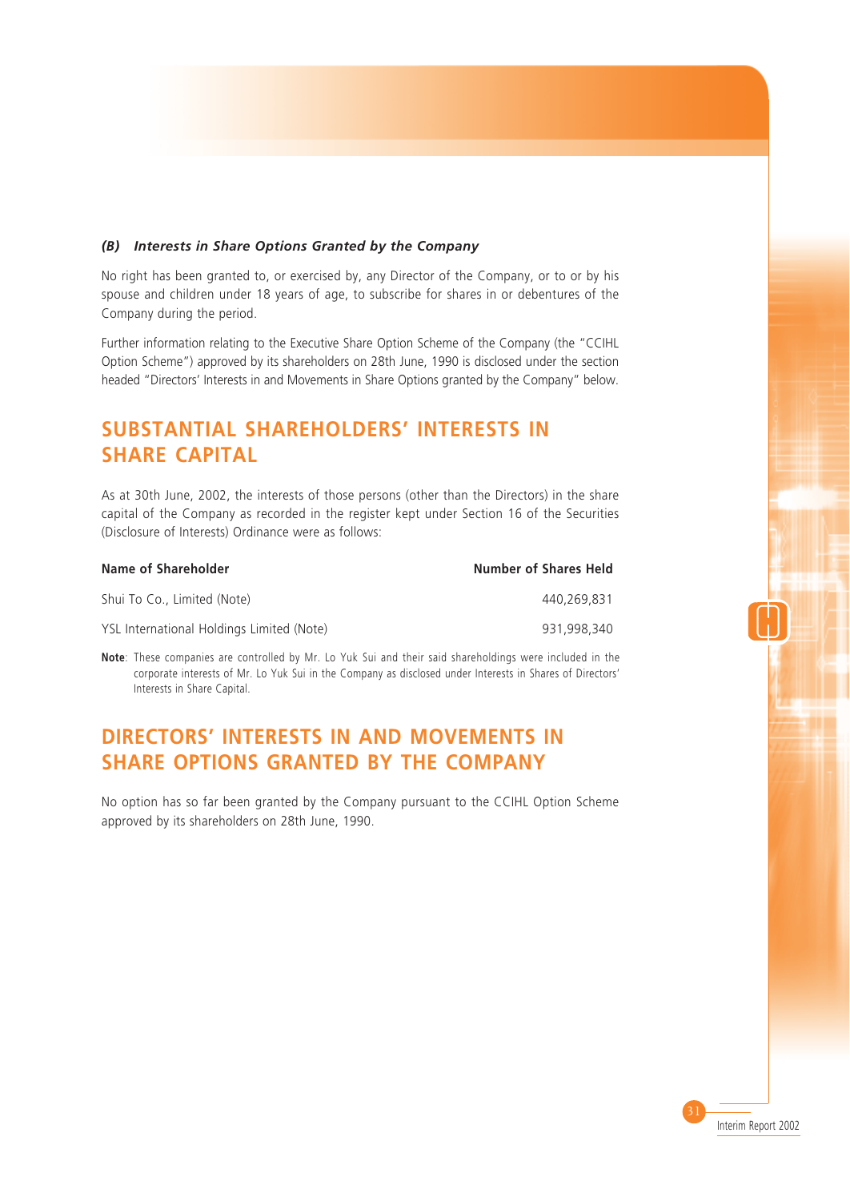### *(B) Interests in Share Options Granted by the Company*

No right has been granted to, or exercised by, any Director of the Company, or to or by his spouse and children under 18 years of age, to subscribe for shares in or debentures of the Company during the period.

Further information relating to the Executive Share Option Scheme of the Company (the "CCIHL Option Scheme") approved by its shareholders on 28th June, 1990 is disclosed under the section headed "Directors' Interests in and Movements in Share Options granted by the Company" below.

## SUBSTANTIAL SHAREHOLDERS' INTERESTS IN SHARE CAPITAL

As at 30th June, 2002, the interests of those persons (other than the Directors) in the share capital of the Company as recorded in the register kept under Section 16 of the Securities (Disclosure of Interests) Ordinance were as follows:

| Name of Shareholder | Number of Shares Held |
|---|---|
| Shui To Co., Limited (Note) | 440,269,831 |
| YSL International Holdings Limited (Note) | 931,998,340 |

**Note**: These companies are controlled by Mr. Lo Yuk Sui and their said shareholdings were included in the corporate interests of Mr. Lo Yuk Sui in the Company as disclosed under Interests in Shares of Directors' Interests in Share Capital.

## DIRECTORS' INTERESTS IN AND MOVEMENTS IN SHARE OPTIONS GRANTED BY THE COMPANY

No option has so far been granted by the Company pursuant to the CCIHL Option Scheme approved by its shareholders on 28th June, 1990.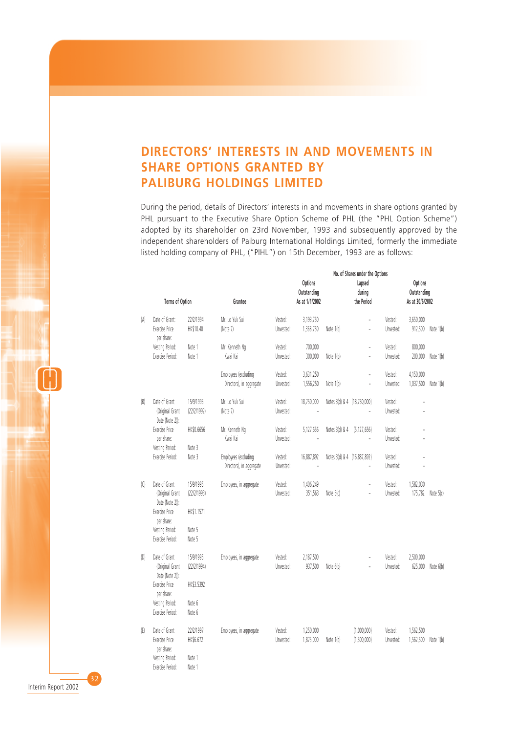# DIRECTORS' INTERESTS IN AND MOVEMENTS IN SHARE OPTIONS GRANTED BY PALIBURG HOLDINGS LIMITED

During the period, details of Directors' interests in and movements in share options granted by PHL pursuant to the Executive Share Option Scheme of PHL (the "PHL Option Scheme") adopted by its shareholder on 23rd November, 1993 and subsequently approved by the independent shareholders of Paiburg International Holdings Limited, formerly the immediate listed holding company of PHL, ("PIHL") on 15th December, 1993 are as follows:

| | Terms of Option | | Grantee | | No. of Shares under the Options Options Outstanding As at 1/1/2002 | | Lapsed during the Period | | Options Outstanding As at 30/6/2002 | |
|---|---|---|---|---|---|---|---|---|---|---|
| (A) | Date of Grant: | 22/2/1994 | Mr. Lo Yuk Sui | Vested: | 3,193,750 | | – | Vested: | 3,650,000 | |
| | Exercise Price per share: | HK$10.40 | (Note 7) | Unvested: | 1,368,750 | Note 1(b) | – | Unvested: | 912,500 | Note 1(b) |
| | Vesting Period: | Note 1 | Mr. Kenneth Ng Kwai Kai | Vested: | 700,000 | | – | Vested: | 800,000 | |
| | Exercise Period: | Note 1 | | Unvested: | 300,000 | Note 1(b) | – | Unvested: | 200,000 | Note 1(b) |
| | | | Employees (excluding Directors), in aggregate | Vested: | 3,631,250 | | – | Vested: | 4,150,000 | |
| | | | | Unvested: | 1,556,250 | Note 1(b) | – | Unvested: | 1,037,500 | Note 1(b) |
| (B) | Date of Grant (Original Grant Date (Note 2)): | 15/9/1995 (22/2/1992) | Mr. Lo Yuk Sui | Vested: | 18,750,000 | Notes 3(d) & 4 | (18,750,000) | Vested: | – | |
| | | | (Note 7) | Unvested: | – | | – | Unvested: | – | |
| | Exercise Price per share: | HK$0.6656 | Mr. Kenneth Ng Kwai Kai | Vested: | 5,127,656 | Notes 3(d) & 4 | (5,127,656) | Vested: | – | |
| | Vesting Period: | Note 3 | | Unvested: | – | | – | Unvested: | – | |
| | Exercise Period: | Note 3 | Employees (excluding Directors), in aggregate | Vested: | 16,887,892 | Notes 3(d) & 4 | (16,887,892) | Vested: | – | |
| | | | | Unvested: | – | | – | Unvested: | – | |
| (C) | Date of Grant (Original Grant Date (Note 2)): | 15/9/1995 (22/2/1993) | Employees, in aggregate | Vested: | 1,406,249 | | – | Vested: | 1,582,030 | |
| | Exercise Price per share: | HK$1.1571 | | Unvested: | 351,563 | Note 5(c) | – | Unvested: | 175,782 | Note 5(c) |
| | Vesting Period: | Note 5 | | | | | | | | |
| | Exercise Period: | Note 5 | | | | | | | | |
| (D) | Date of Grant (Original Grant Date (Note 2)): | 15/9/1995 (22/2/1994) | Employees, in aggregate | Vested: | 2,187,500 | | – | Vested: | 2,500,000 | |
| | Exercise Price per share: | HK$3.5392 | | Unvested: | 937,500 | Note 6(b) | – | Unvested: | 625,000 | Note 6(b) |
| | Vesting Period: | Note 6 | | | | | | | | |
| | Exercise Period: | Note 6 | | | | | | | | |
| (E) | Date of Grant | 22/2/1997 | Employees, in aggregate | Vested: | 1,250,000 | | (1,000,000) | Vested: | 1,562,500 | |
| | Exercise Price per share: | HK$6.672 | | Unvested: | 1,875,000 | Note 1(b) | (1,500,000) | Unvested: | 1,562,500 | Note 1(b) |
| | Vesting Period: | Note 1 | | | | | | | | |
| | Exercise Period: | Note 1 | | | | | | | | |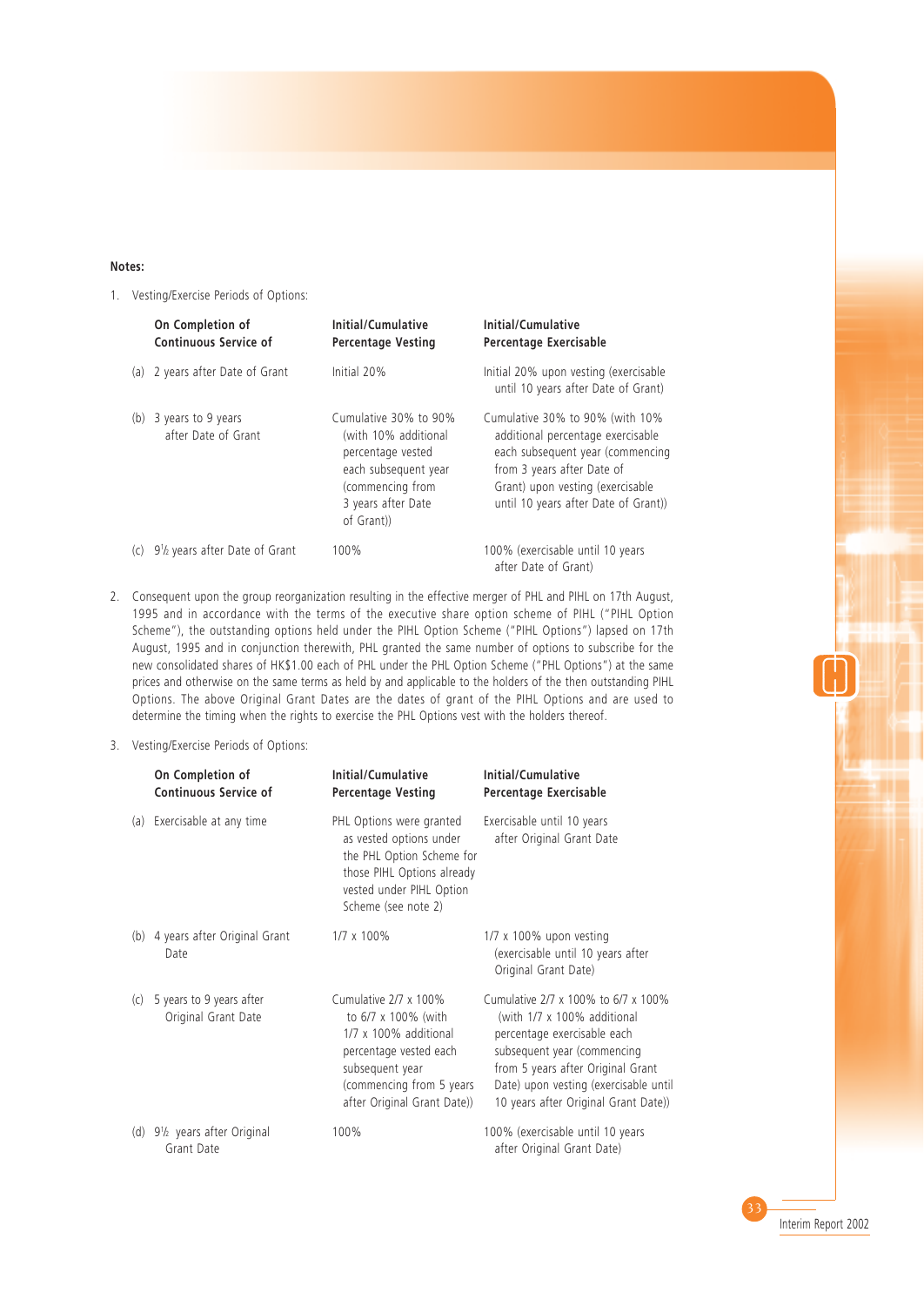**Notes:**

1. Vesting/Exercise Periods of Options:

| | On Completion of Continuous Service of | Initial/Cumulative Percentage Vesting | Initial/Cumulative Percentage Exercisable |
|---|---|---|---|
| (a) | 2 years after Date of Grant | Initial 20% | Initial 20% upon vesting (exercisable until 10 years after Date of Grant) |
| (b) | 3 years to 9 years after Date of Grant | Cumulative 30% to 90% (with 10% additional percentage vested each subsequent year (commencing from 3 years after Date of Grant)) | Cumulative 30% to 90% (with 10% additional percentage exercisable each subsequent year (commencing from 3 years after Date of Grant) upon vesting (exercisable until 10 years after Date of Grant)) |
| (c) | 9½ years after Date of Grant | 100% | 100% (exercisable until 10 years after Date of Grant) |

2. Consequent upon the group reorganization resulting in the effective merger of PHL and PIHL on 17th August, 1995 and in accordance with the terms of the executive share option scheme of PIHL ("PIHL Option Scheme"), the outstanding options held under the PIHL Option Scheme ("PIHL Options") lapsed on 17th August, 1995 and in conjunction therewith, PHL granted the same number of options to subscribe for the new consolidated shares of HK$1.00 each of PHL under the PHL Option Scheme ("PHL Options") at the same prices and otherwise on the same terms as held by and applicable to the holders of the then outstanding PIHL Options. The above Original Grant Dates are the dates of grant of the PIHL Options and are used to determine the timing when the rights to exercise the PHL Options vest with the holders thereof.

3. Vesting/Exercise Periods of Options:

| | On Completion of Continuous Service of | Initial/Cumulative Percentage Vesting | Initial/Cumulative Percentage Exercisable |
|---|---|---|---|
| (a) | Exercisable at any time | PHL Options were granted as vested options under the PHL Option Scheme for those PIHL Options already vested under PIHL Option Scheme (see note 2) | Exercisable until 10 years after Original Grant Date |
| (b) | 4 years after Original Grant Date | 1/7 x 100% | 1/7 x 100% upon vesting (exercisable until 10 years after Original Grant Date) |
| (c) | 5 years to 9 years after Original Grant Date | Cumulative 2/7 x 100% to 6/7 x 100% (with 1/7 x 100% additional percentage vested each subsequent year (commencing from 5 years after Original Grant Date)) | Cumulative 2/7 x 100% to 6/7 x 100% (with 1/7 x 100% additional percentage exercisable each subsequent year (commencing from 5 years after Original Grant Date) upon vesting (exercisable until 10 years after Original Grant Date)) |
| (d) | 9½ years after Original Grant Date | 100% | 100% (exercisable until 10 years after Original Grant Date) |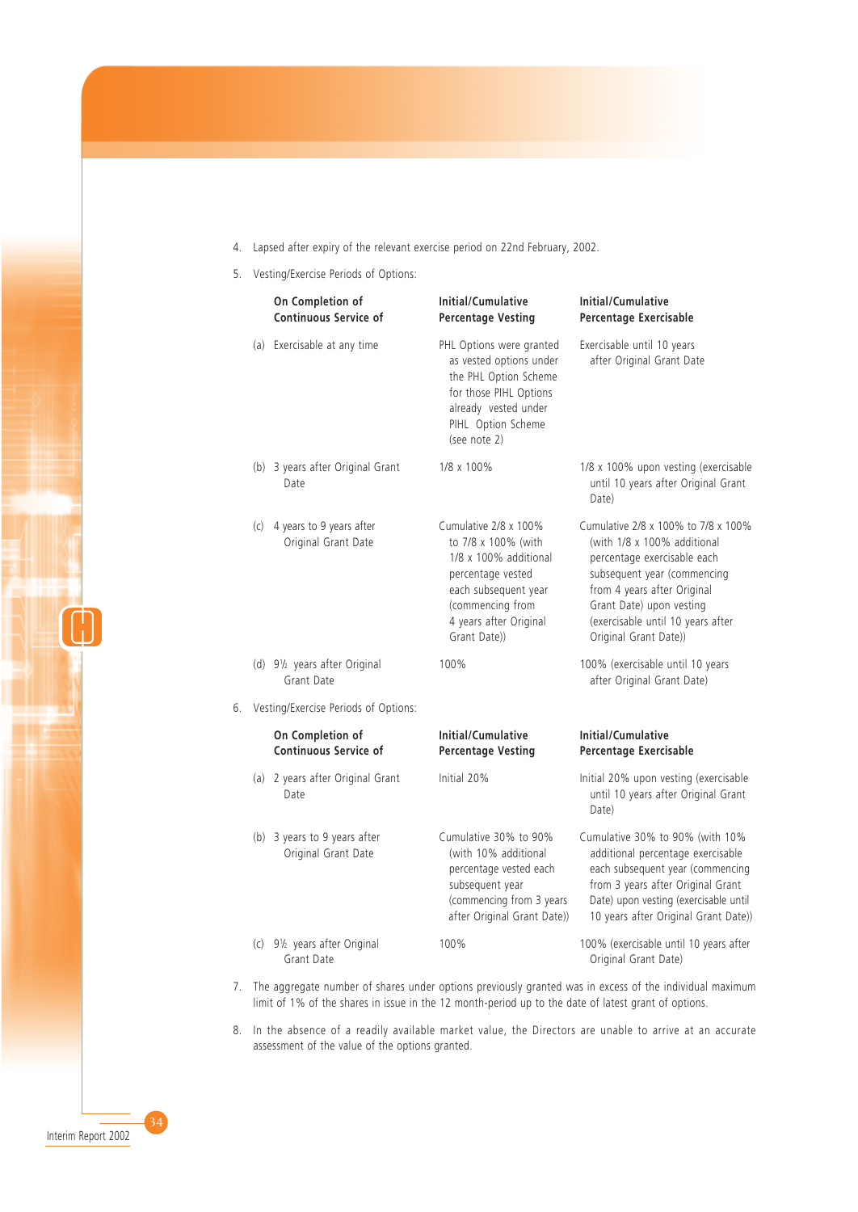4. Lapsed after expiry of the relevant exercise period on 22nd February, 2002.

5. Vesting/Exercise Periods of Options:

| On Completion of Continuous Service of | Initial/Cumulative Percentage Vesting | Initial/Cumulative Percentage Exercisable |
|---|---|---|
| (a) Exercisable at any time | PHL Options were granted as vested options under the PHL Option Scheme for those PIHL Options already vested under PIHL Option Scheme (see note 2) | Exercisable until 10 years after Original Grant Date |
| (b) 3 years after Original Grant Date | 1/8 x 100% | 1/8 x 100% upon vesting (exercisable until 10 years after Original Grant Date) |
| (c) 4 years to 9 years after Original Grant Date | Cumulative 2/8 x 100% to 7/8 x 100% (with 1/8 x 100% additional percentage vested each subsequent year (commencing from 4 years after Original Grant Date)) | Cumulative 2/8 x 100% to 7/8 x 100% (with 1/8 x 100% additional percentage exercisable each subsequent year (commencing from 4 years after Original Grant Date) upon vesting (exercisable until 10 years after Original Grant Date)) |
| (d) 9½ years after Original Grant Date | 100% | 100% (exercisable until 10 years after Original Grant Date) |

6. Vesting/Exercise Periods of Options:

| On Completion of Continuous Service of | Initial/Cumulative Percentage Vesting | Initial/Cumulative Percentage Exercisable |
|---|---|---|
| (a) 2 years after Original Grant Date | Initial 20% | Initial 20% upon vesting (exercisable until 10 years after Original Grant Date) |
| (b) 3 years to 9 years after Original Grant Date | Cumulative 30% to 90% (with 10% additional percentage vested each subsequent year (commencing from 3 years after Original Grant Date)) | Cumulative 30% to 90% (with 10% additional percentage exercisable each subsequent year (commencing from 3 years after Original Grant Date) upon vesting (exercisable until 10 years after Original Grant Date)) |
| (c) 9½ years after Original Grant Date | 100% | 100% (exercisable until 10 years after Original Grant Date) |

7. The aggregate number of shares under options previously granted was in excess of the individual maximum limit of 1% of the shares in issue in the 12 month-period up to the date of latest grant of options.

8. In the absence of a readily available market value, the Directors are unable to arrive at an accurate assessment of the value of the options granted.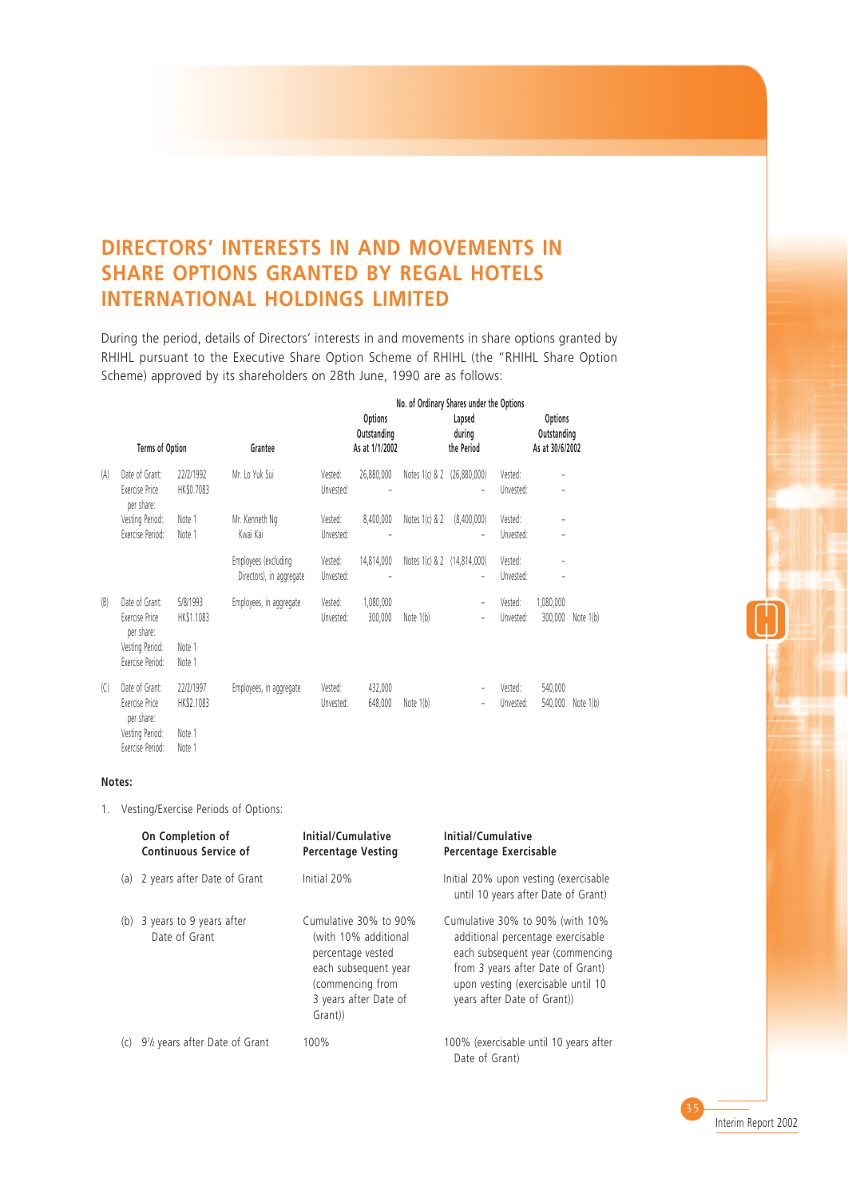# DIRECTORS' INTERESTS IN AND MOVEMENTS IN SHARE OPTIONS GRANTED BY REGAL HOTELS INTERNATIONAL HOLDINGS LIMITED

During the period, details of Directors' interests in and movements in share options granted by RHIHL pursuant to the Executive Share Option Scheme of RHIHL (the "RHIHL Share Option Scheme) approved by its shareholders on 28th June, 1990 are as follows:

| | Terms of Option | | Grantee | | No. of Ordinary Shares under the Options Options Outstanding As at 1/1/2002 | | Lapsed during the Period | | Options Outstanding As at 30/6/2002 | |
|---|---|---|---|---|---|---|---|---|---|---|
| (A) | Date of Grant: | 22/2/1992 | Mr. Lo Yuk Sui | Vested: | 26,880,000 | Notes 1(c) & 2 | (26,880,000) | Vested: | – | |
| | Exercise Price per share: | HK$0.7083 | | Unvested: | – | | – | Unvested: | – | |
| | Vesting Period: | Note 1 | Mr. Kenneth Ng Kwai Kai | Vested: | 8,400,000 | Notes 1(c) & 2 | (8,400,000) | Vested: | – | |
| | Exercise Period: | Note 1 | | Unvested: | – | | – | Unvested: | – | |
| | | | Employees (excluding Directors), in aggregate | Vested: | 14,814,000 | Notes 1(c) & 2 | (14,814,000) | Vested: | – | |
| | | | | Unvested: | – | | – | Unvested: | – | |
| (B) | Date of Grant: | 5/8/1993 | Employees, in aggregate | Vested: | 1,080,000 | | – | Vested: | 1,080,000 | |
| | Exercise Price per share: | HK$1.1083 | | Unvested: | 300,000 | Note 1(b) | – | Unvested: | 300,000 | Note 1(b) |
| | Vesting Period: | Note 1 | | | | | | | | |
| | Exercise Period: | Note 1 | | | | | | | | |
| (C) | Date of Grant: | 22/2/1997 | Employees, in aggregate | Vested: | 432,000 | | – | Vested: | 540,000 | |
| | Exercise Price per share: | HK$2.1083 | | Unvested: | 648,000 | Note 1(b) | – | Unvested: | 540,000 | Note 1(b) |
| | Vesting Period: | Note 1 | | | | | | | | |
| | Exercise Period: | Note 1 | | | | | | | | |

**Notes:**

1. Vesting/Exercise Periods of Options:

| | On Completion of Continuous Service of | Initial/Cumulative Percentage Vesting | Initial/Cumulative Percentage Exercisable |
|---|---|---|---|
| (a) | 2 years after Date of Grant | Initial 20% | Initial 20% upon vesting (exercisable until 10 years after Date of Grant) |
| (b) | 3 years to 9 years after Date of Grant | Cumulative 30% to 90% (with 10% additional percentage vested each subsequent year (commencing from 3 years after Date of Grant)) | Cumulative 30% to 90% (with 10% additional percentage exercisable each subsequent year (commencing from 3 years after Date of Grant) upon vesting (exercisable until 10 years after Date of Grant)) |
| (c) | 9½ years after Date of Grant | 100% | 100% (exercisable until 10 years after Date of Grant) |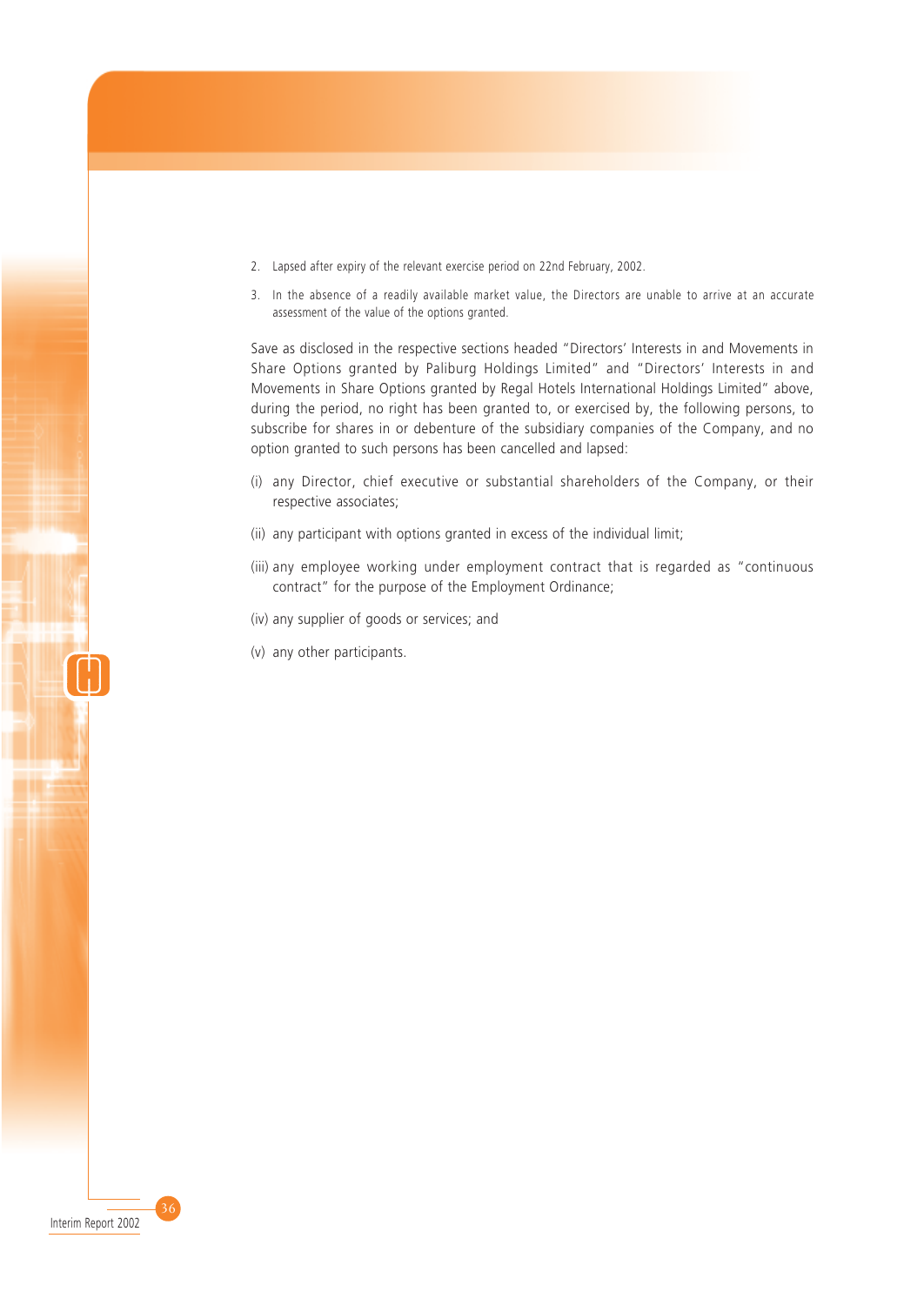2. Lapsed after expiry of the relevant exercise period on 22nd February, 2002.

3. In the absence of a readily available market value, the Directors are unable to arrive at an accurate assessment of the value of the options granted.

Save as disclosed in the respective sections headed "Directors' Interests in and Movements in Share Options granted by Paliburg Holdings Limited" and "Directors' Interests in and Movements in Share Options granted by Regal Hotels International Holdings Limited" above, during the period, no right has been granted to, or exercised by, the following persons, to subscribe for shares in or debenture of the subsidiary companies of the Company, and no option granted to such persons has been cancelled and lapsed:

(i) any Director, chief executive or substantial shareholders of the Company, or their respective associates;

(ii) any participant with options granted in excess of the individual limit;

(iii) any employee working under employment contract that is regarded as "continuous contract" for the purpose of the Employment Ordinance;

(iv) any supplier of goods or services; and

(v) any other participants.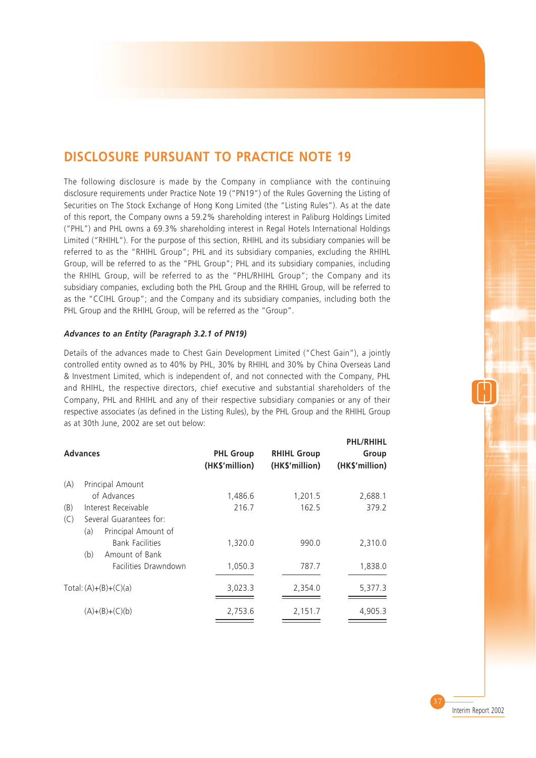# DISCLOSURE PURSUANT TO PRACTICE NOTE 19

The following disclosure is made by the Company in compliance with the continuing disclosure requirements under Practice Note 19 ("PN19") of the Rules Governing the Listing of Securities on The Stock Exchange of Hong Kong Limited (the "Listing Rules"). As at the date of this report, the Company owns a 59.2% shareholding interest in Paliburg Holdings Limited ("PHL") and PHL owns a 69.3% shareholding interest in Regal Hotels International Holdings Limited ("RHIHL"). For the purpose of this section, RHIHL and its subsidiary companies will be referred to as the "RHIHL Group"; PHL and its subsidiary companies, excluding the RHIHL Group, will be referred to as the "PHL Group"; PHL and its subsidiary companies, including the RHIHL Group, will be referred to as the "PHL/RHIHL Group"; the Company and its subsidiary companies, excluding both the PHL Group and the RHIHL Group, will be referred to as the "CCIHL Group"; and the Company and its subsidiary companies, including both the PHL Group and the RHIHL Group, will be referred as the "Group".

***Advances to an Entity (Paragraph 3.2.1 of PN19)***

Details of the advances made to Chest Gain Development Limited ("Chest Gain"), a jointly controlled entity owned as to 40% by PHL, 30% by RHIHL and 30% by China Overseas Land & Investment Limited, which is independent of, and not connected with the Company, PHL and RHIHL, the respective directors, chief executive and substantial shareholders of the Company, PHL and RHIHL and any of their respective subsidiary companies or any of their respective associates (as defined in the Listing Rules), by the PHL Group and the RHIHL Group as at 30th June, 2002 are set out below:

| **Advances** | **PHL Group (HK$'million)** | **RHIHL Group (HK$'million)** | **PHL/RHIHL Group (HK$'million)** |
|---|---|---|---|
| (A) Principal Amount of Advances | 1,486.6 | 1,201.5 | 2,688.1 |
| (B) Interest Receivable | 216.7 | 162.5 | 379.2 |
| (C) Several Guarantees for: | | | |
| (a) Principal Amount of Bank Facilities | 1,320.0 | 990.0 | 2,310.0 |
| (b) Amount of Bank Facilities Drawndown | 1,050.3 | 787.7 | 1,838.0 |
| Total: (A)+(B)+(C)(a) | 3,023.3 | 2,354.0 | 5,377.3 |
| (A)+(B)+(C)(b) | 2,753.6 | 2,151.7 | 4,905.3 |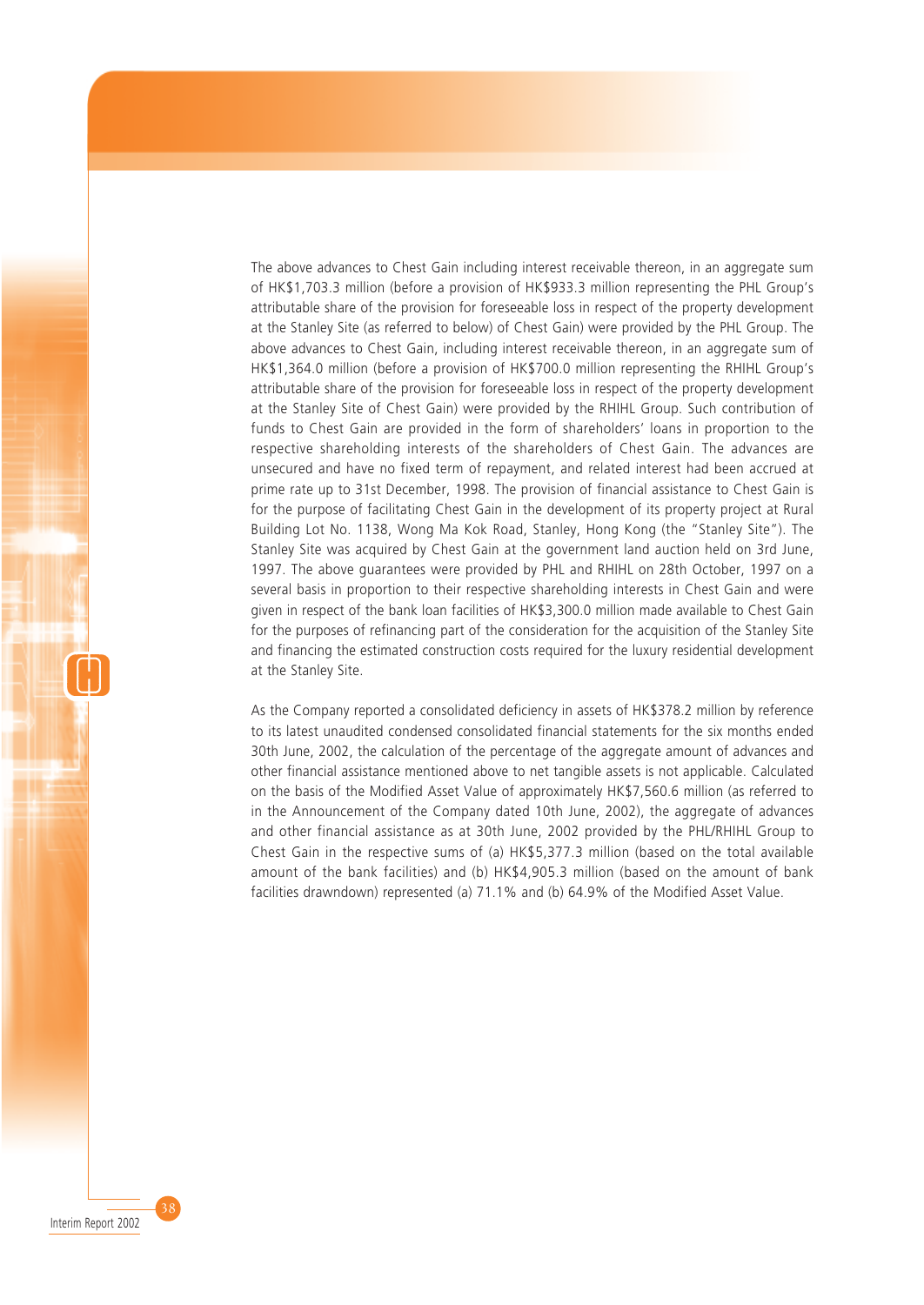The above advances to Chest Gain including interest receivable thereon, in an aggregate sum of HK$1,703.3 million (before a provision of HK$933.3 million representing the PHL Group's attributable share of the provision for foreseeable loss in respect of the property development at the Stanley Site (as referred to below) of Chest Gain) were provided by the PHL Group. The above advances to Chest Gain, including interest receivable thereon, in an aggregate sum of HK$1,364.0 million (before a provision of HK$700.0 million representing the RHIHL Group's attributable share of the provision for foreseeable loss in respect of the property development at the Stanley Site of Chest Gain) were provided by the RHIHL Group. Such contribution of funds to Chest Gain are provided in the form of shareholders' loans in proportion to the respective shareholding interests of the shareholders of Chest Gain. The advances are unsecured and have no fixed term of repayment, and related interest had been accrued at prime rate up to 31st December, 1998. The provision of financial assistance to Chest Gain is for the purpose of facilitating Chest Gain in the development of its property project at Rural Building Lot No. 1138, Wong Ma Kok Road, Stanley, Hong Kong (the "Stanley Site"). The Stanley Site was acquired by Chest Gain at the government land auction held on 3rd June, 1997. The above guarantees were provided by PHL and RHIHL on 28th October, 1997 on a several basis in proportion to their respective shareholding interests in Chest Gain and were given in respect of the bank loan facilities of HK$3,300.0 million made available to Chest Gain for the purposes of refinancing part of the consideration for the acquisition of the Stanley Site and financing the estimated construction costs required for the luxury residential development at the Stanley Site.

As the Company reported a consolidated deficiency in assets of HK$378.2 million by reference to its latest unaudited condensed consolidated financial statements for the six months ended 30th June, 2002, the calculation of the percentage of the aggregate amount of advances and other financial assistance mentioned above to net tangible assets is not applicable. Calculated on the basis of the Modified Asset Value of approximately HK$7,560.6 million (as referred to in the Announcement of the Company dated 10th June, 2002), the aggregate of advances and other financial assistance as at 30th June, 2002 provided by the PHL/RHIHL Group to Chest Gain in the respective sums of (a) HK$5,377.3 million (based on the total available amount of the bank facilities) and (b) HK$4,905.3 million (based on the amount of bank facilities drawndown) represented (a) 71.1% and (b) 64.9% of the Modified Asset Value.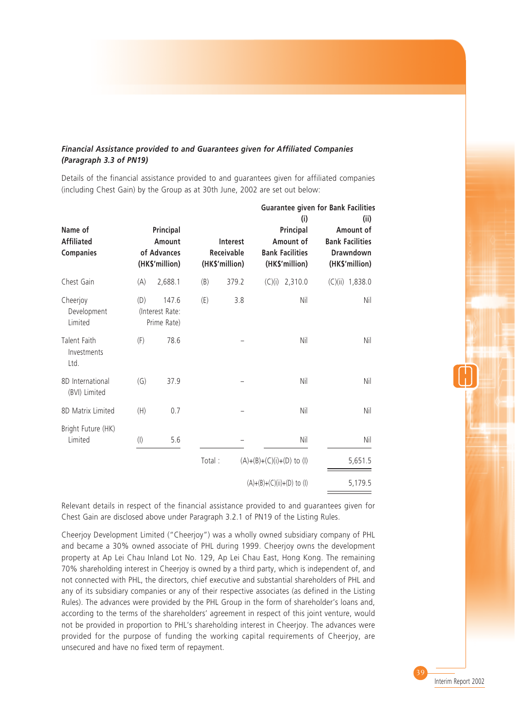***Financial Assistance provided to and Guarantees given for Affiliated Companies (Paragraph 3.3 of PN19)***

Details of the financial assistance provided to and guarantees given for affiliated companies (including Chest Gain) by the Group as at 30th June, 2002 are set out below:

| Name of Affiliated Companies | Principal Amount of Advances (HK$'million) | Interest Receivable (HK$'million) | Guarantee given for Bank Facilities (i) Principal Amount of Bank Facilities (HK$'million) | Guarantee given for Bank Facilities (ii) Amount of Bank Facilities Drawndown (HK$'million) |
|---|---|---|---|---|
| Chest Gain | (A) 2,688.1 | (B) 379.2 | (C)(i) 2,310.0 | (C)(ii) 1,838.0 |
| Cheerjoy Development Limited | (D) 147.6 (Interest Rate: Prime Rate) | (E) 3.8 | Nil | Nil |
| Talent Faith Investments Ltd. | (F) 78.6 | – | Nil | Nil |
| 8D International (BVI) Limited | (G) 37.9 | – | Nil | Nil |
| 8D Matrix Limited | (H) 0.7 | – | Nil | Nil |
| Bright Future (HK) Limited | (I) 5.6 | – | Nil | Nil |
| | | Total : | (A)+(B)+(C)(i)+(D) to (I) | 5,651.5 |
| | | | (A)+(B)+(C)(ii)+(D) to (I) | 5,179.5 |

Relevant details in respect of the financial assistance provided to and guarantees given for Chest Gain are disclosed above under Paragraph 3.2.1 of PN19 of the Listing Rules.

Cheerjoy Development Limited ("Cheerjoy") was a wholly owned subsidiary company of PHL and became a 30% owned associate of PHL during 1999. Cheerjoy owns the development property at Ap Lei Chau Inland Lot No. 129, Ap Lei Chau East, Hong Kong. The remaining 70% shareholding interest in Cheerjoy is owned by a third party, which is independent of, and not connected with PHL, the directors, chief executive and substantial shareholders of PHL and any of its subsidiary companies or any of their respective associates (as defined in the Listing Rules). The advances were provided by the PHL Group in the form of shareholder's loans and, according to the terms of the shareholders' agreement in respect of this joint venture, would not be provided in proportion to PHL's shareholding interest in Cheerjoy. The advances were provided for the purpose of funding the working capital requirements of Cheerjoy, are unsecured and have no fixed term of repayment.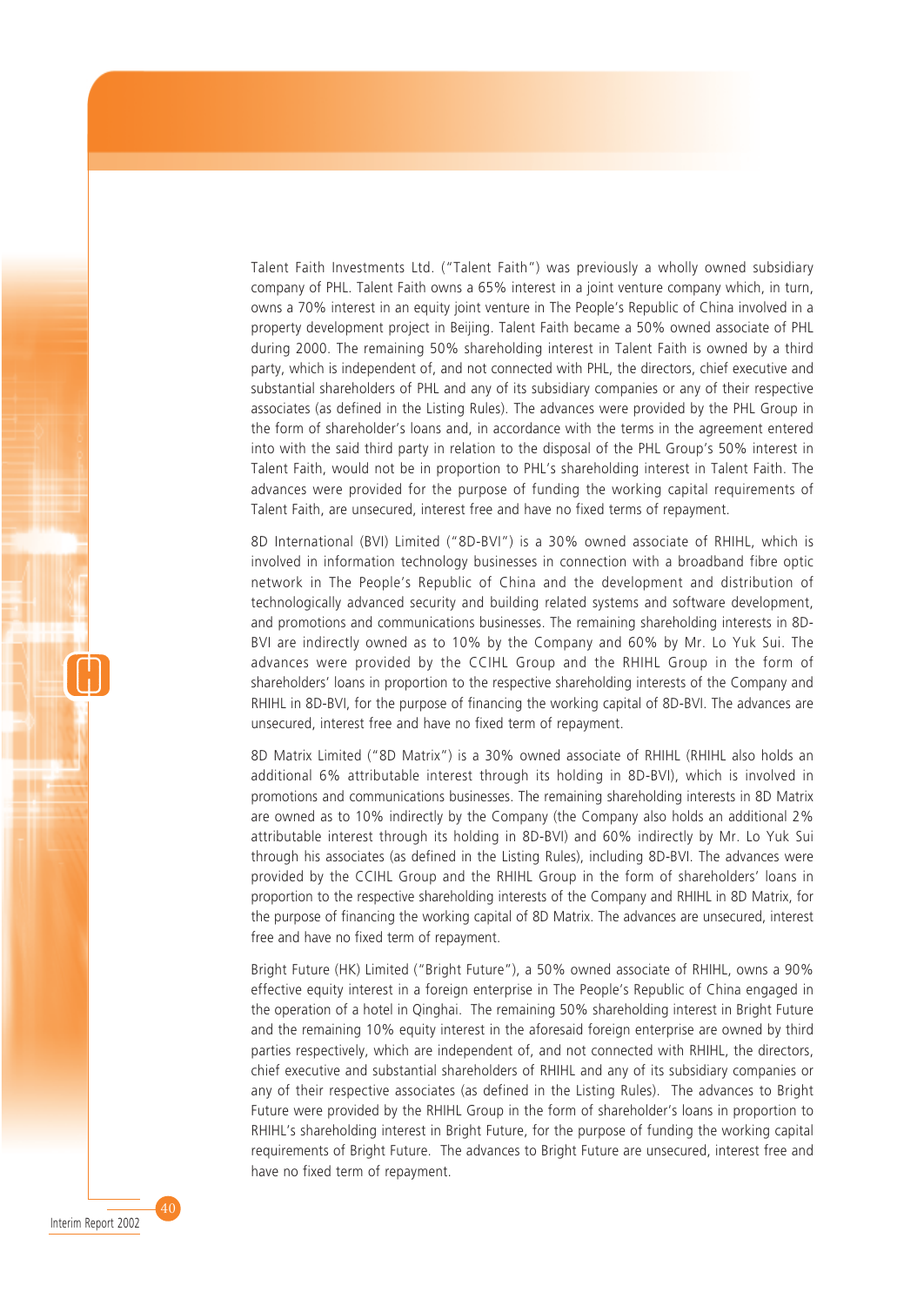Talent Faith Investments Ltd. ("Talent Faith") was previously a wholly owned subsidiary company of PHL. Talent Faith owns a 65% interest in a joint venture company which, in turn, owns a 70% interest in an equity joint venture in The People's Republic of China involved in a property development project in Beijing. Talent Faith became a 50% owned associate of PHL during 2000. The remaining 50% shareholding interest in Talent Faith is owned by a third party, which is independent of, and not connected with PHL, the directors, chief executive and substantial shareholders of PHL and any of its subsidiary companies or any of their respective associates (as defined in the Listing Rules). The advances were provided by the PHL Group in the form of shareholder's loans and, in accordance with the terms in the agreement entered into with the said third party in relation to the disposal of the PHL Group's 50% interest in Talent Faith, would not be in proportion to PHL's shareholding interest in Talent Faith. The advances were provided for the purpose of funding the working capital requirements of Talent Faith, are unsecured, interest free and have no fixed terms of repayment.

8D International (BVI) Limited ("8D-BVI") is a 30% owned associate of RHIHL, which is involved in information technology businesses in connection with a broadband fibre optic network in The People's Republic of China and the development and distribution of technologically advanced security and building related systems and software development, and promotions and communications businesses. The remaining shareholding interests in 8D-BVI are indirectly owned as to 10% by the Company and 60% by Mr. Lo Yuk Sui. The advances were provided by the CCIHL Group and the RHIHL Group in the form of shareholders' loans in proportion to the respective shareholding interests of the Company and RHIHL in 8D-BVI, for the purpose of financing the working capital of 8D-BVI. The advances are unsecured, interest free and have no fixed term of repayment.

8D Matrix Limited ("8D Matrix") is a 30% owned associate of RHIHL (RHIHL also holds an additional 6% attributable interest through its holding in 8D-BVI), which is involved in promotions and communications businesses. The remaining shareholding interests in 8D Matrix are owned as to 10% indirectly by the Company (the Company also holds an additional 2% attributable interest through its holding in 8D-BVI) and 60% indirectly by Mr. Lo Yuk Sui through his associates (as defined in the Listing Rules), including 8D-BVI. The advances were provided by the CCIHL Group and the RHIHL Group in the form of shareholders' loans in proportion to the respective shareholding interests of the Company and RHIHL in 8D Matrix, for the purpose of financing the working capital of 8D Matrix. The advances are unsecured, interest free and have no fixed term of repayment.

Bright Future (HK) Limited ("Bright Future"), a 50% owned associate of RHIHL, owns a 90% effective equity interest in a foreign enterprise in The People's Republic of China engaged in the operation of a hotel in Qinghai. The remaining 50% shareholding interest in Bright Future and the remaining 10% equity interest in the aforesaid foreign enterprise are owned by third parties respectively, which are independent of, and not connected with RHIHL, the directors, chief executive and substantial shareholders of RHIHL and any of its subsidiary companies or any of their respective associates (as defined in the Listing Rules). The advances to Bright Future were provided by the RHIHL Group in the form of shareholder's loans in proportion to RHIHL's shareholding interest in Bright Future, for the purpose of funding the working capital requirements of Bright Future. The advances to Bright Future are unsecured, interest free and have no fixed term of repayment.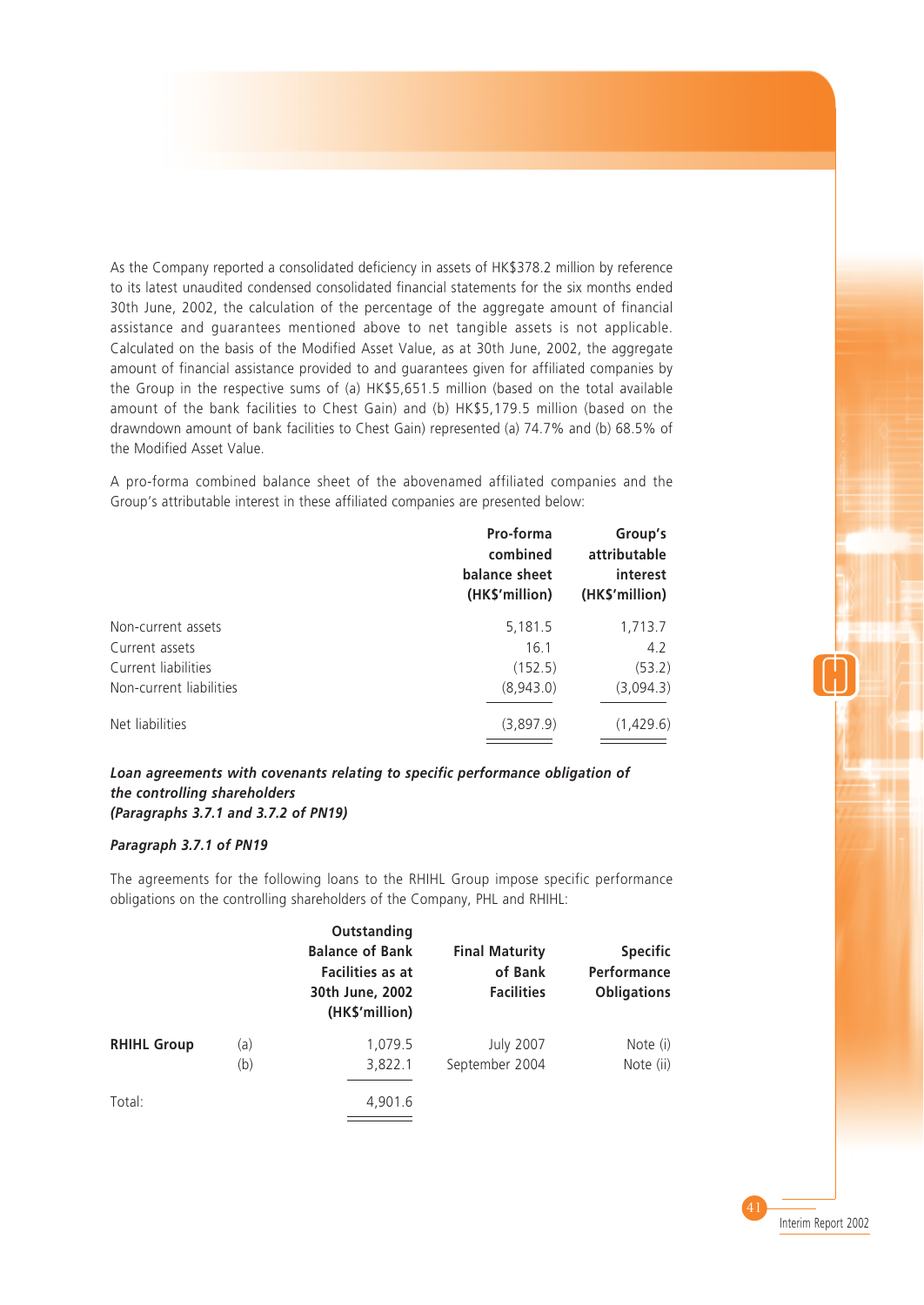As the Company reported a consolidated deficiency in assets of HK$378.2 million by reference to its latest unaudited condensed consolidated financial statements for the six months ended 30th June, 2002, the calculation of the percentage of the aggregate amount of financial assistance and guarantees mentioned above to net tangible assets is not applicable. Calculated on the basis of the Modified Asset Value, as at 30th June, 2002, the aggregate amount of financial assistance provided to and guarantees given for affiliated companies by the Group in the respective sums of (a) HK$5,651.5 million (based on the total available amount of the bank facilities to Chest Gain) and (b) HK$5,179.5 million (based on the drawndown amount of bank facilities to Chest Gain) represented (a) 74.7% and (b) 68.5% of the Modified Asset Value.

A pro-forma combined balance sheet of the abovenamed affiliated companies and the Group's attributable interest in these affiliated companies are presented below:

| | Pro-forma combined balance sheet (HK$'million) | Group's attributable interest (HK$'million) |
|---|---|---|
| Non-current assets | 5,181.5 | 1,713.7 |
| Current assets | 16.1 | 4.2 |
| Current liabilities | (152.5) | (53.2) |
| Non-current liabilities | (8,943.0) | (3,094.3) |
| Net liabilities | (3,897.9) | (1,429.6) |

***Loan agreements with covenants relating to specific performance obligation of the controlling shareholders (Paragraphs 3.7.1 and 3.7.2 of PN19)***

***Paragraph 3.7.1 of PN19***

The agreements for the following loans to the RHIHL Group impose specific performance obligations on the controlling shareholders of the Company, PHL and RHIHL:

| | | Outstanding Balance of Bank Facilities as at 30th June, 2002 (HK$'million) | Final Maturity of Bank Facilities | Specific Performance Obligations |
|---|---|---|---|---|
| **RHIHL Group** | (a) | 1,079.5 | July 2007 | Note (i) |
| | (b) | 3,822.1 | September 2004 | Note (ii) |
| Total: | | 4,901.6 | | |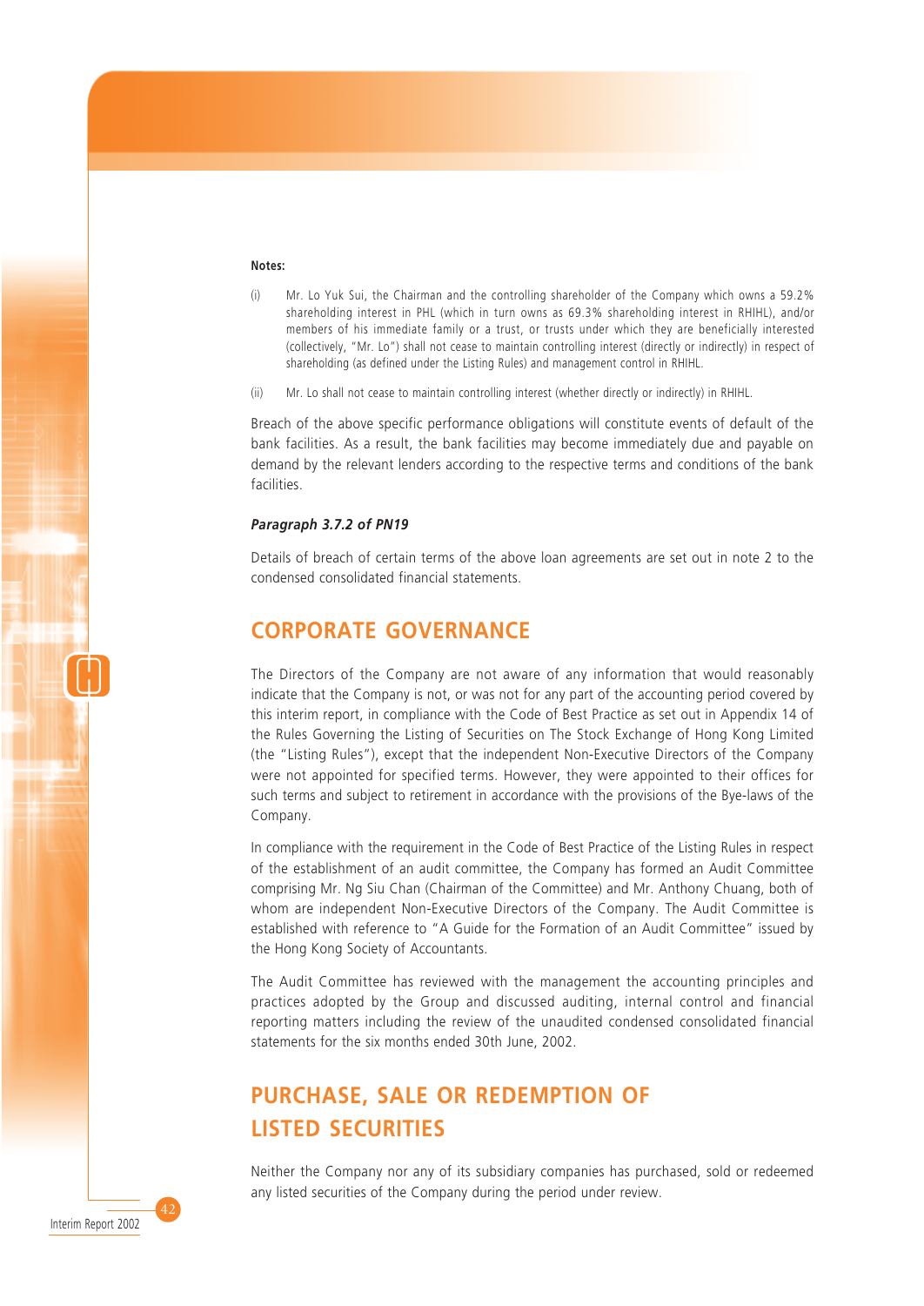**Notes:**

(i) Mr. Lo Yuk Sui, the Chairman and the controlling shareholder of the Company which owns a 59.2% shareholding interest in PHL (which in turn owns as 69.3% shareholding interest in RHIHL), and/or members of his immediate family or a trust, or trusts under which they are beneficially interested (collectively, "Mr. Lo") shall not cease to maintain controlling interest (directly or indirectly) in respect of shareholding (as defined under the Listing Rules) and management control in RHIHL.

(ii) Mr. Lo shall not cease to maintain controlling interest (whether directly or indirectly) in RHIHL.

Breach of the above specific performance obligations will constitute events of default of the bank facilities. As a result, the bank facilities may become immediately due and payable on demand by the relevant lenders according to the respective terms and conditions of the bank facilities.

***Paragraph 3.7.2 of PN19***

Details of breach of certain terms of the above loan agreements are set out in note 2 to the condensed consolidated financial statements.

## CORPORATE GOVERNANCE

The Directors of the Company are not aware of any information that would reasonably indicate that the Company is not, or was not for any part of the accounting period covered by this interim report, in compliance with the Code of Best Practice as set out in Appendix 14 of the Rules Governing the Listing of Securities on The Stock Exchange of Hong Kong Limited (the "Listing Rules"), except that the independent Non-Executive Directors of the Company were not appointed for specified terms. However, they were appointed to their offices for such terms and subject to retirement in accordance with the provisions of the Bye-laws of the Company.

In compliance with the requirement in the Code of Best Practice of the Listing Rules in respect of the establishment of an audit committee, the Company has formed an Audit Committee comprising Mr. Ng Siu Chan (Chairman of the Committee) and Mr. Anthony Chuang, both of whom are independent Non-Executive Directors of the Company. The Audit Committee is established with reference to "A Guide for the Formation of an Audit Committee" issued by the Hong Kong Society of Accountants.

The Audit Committee has reviewed with the management the accounting principles and practices adopted by the Group and discussed auditing, internal control and financial reporting matters including the review of the unaudited condensed consolidated financial statements for the six months ended 30th June, 2002.

## PURCHASE, SALE OR REDEMPTION OF LISTED SECURITIES

Neither the Company nor any of its subsidiary companies has purchased, sold or redeemed any listed securities of the Company during the period under review.